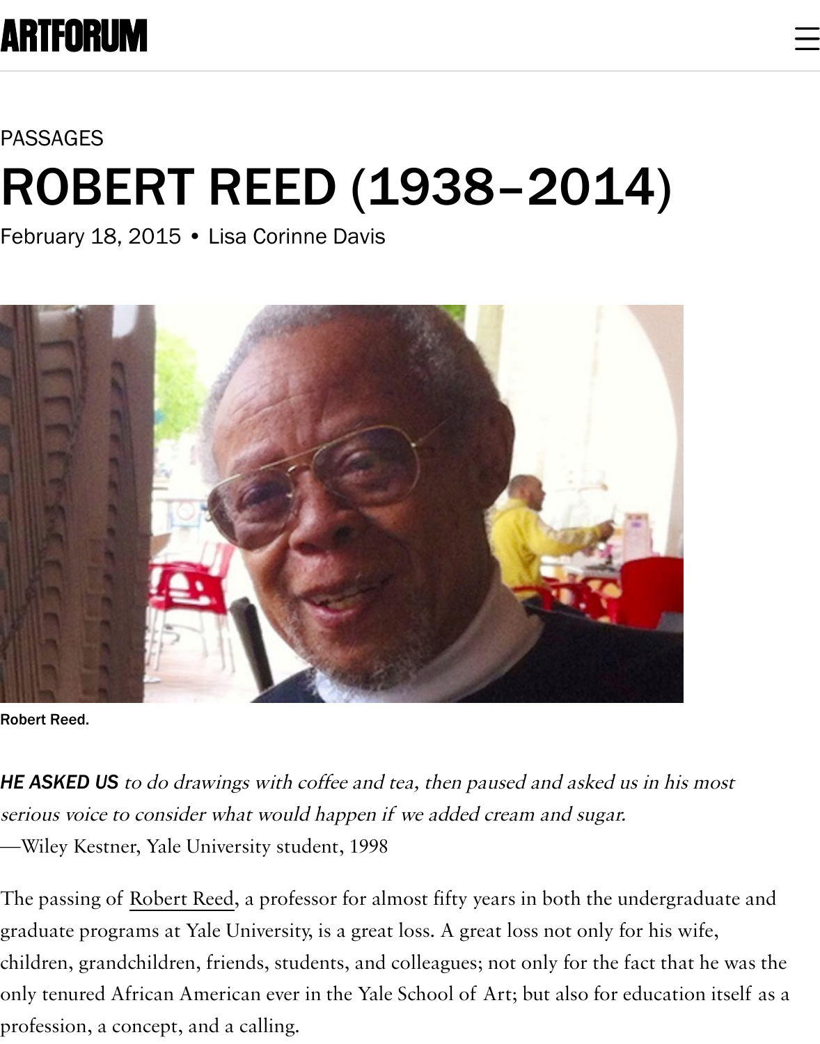ARTFORUM

PASSAGES

# ROBERT REED (1938–2014)

February 18, 2015 • Lisa Corinne Davis

Robert Reed.

***HE ASKED US** to do drawings with coffee and tea, then paused and asked us in his most serious voice to consider what would happen if we added cream and sugar.*
—Wiley Kestner, Yale University student, 1998

The passing of Robert Reed, a professor for almost fifty years in both the undergraduate and graduate programs at Yale University, is a great loss. A great loss not only for his wife, children, grandchildren, friends, students, and colleagues; not only for the fact that he was the only tenured African American ever in the Yale School of Art; but also for education itself as a profession, a concept, and a calling.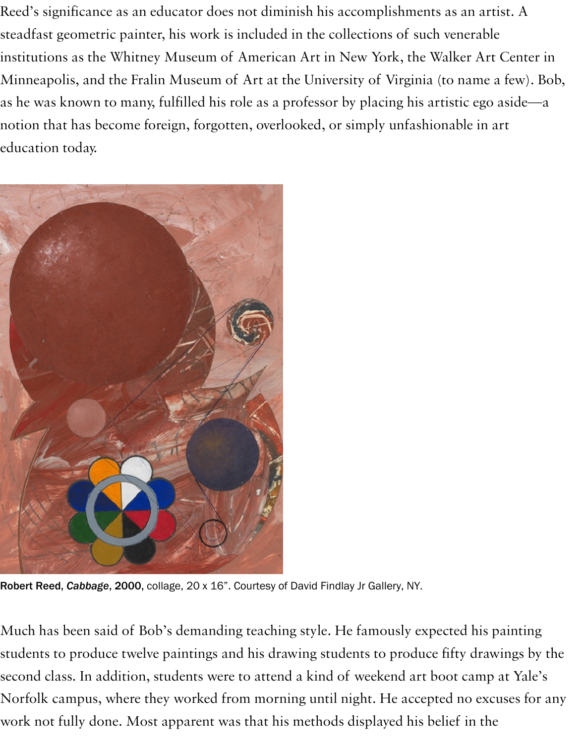Reed's significance as an educator does not diminish his accomplishments as an artist. A steadfast geometric painter, his work is included in the collections of such venerable institutions as the Whitney Museum of American Art in New York, the Walker Art Center in Minneapolis, and the Fralin Museum of Art at the University of Virginia (to name a few). Bob, as he was known to many, fulfilled his role as a professor by placing his artistic ego aside—a notion that has become foreign, forgotten, overlooked, or simply unfashionable in art education today.

Robert Reed, *Cabbage*, 2000, collage, 20 x 16". Courtesy of David Findlay Jr Gallery, NY.

Much has been said of Bob's demanding teaching style. He famously expected his painting students to produce twelve paintings and his drawing students to produce fifty drawings by the second class. In addition, students were to attend a kind of weekend art boot camp at Yale's Norfolk campus, where they worked from morning until night. He accepted no excuses for any work not fully done. Most apparent was that his methods displayed his belief in the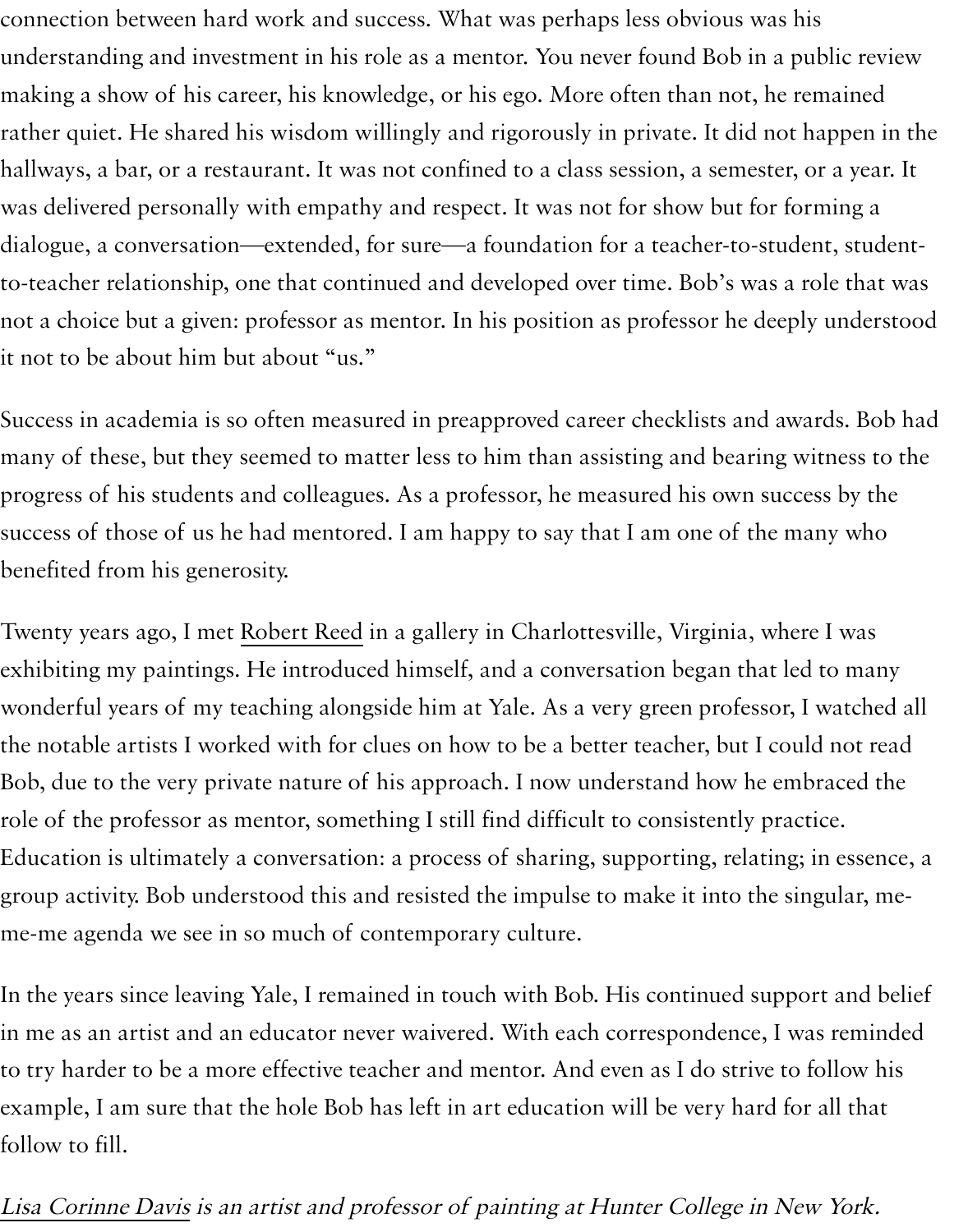connection between hard work and success. What was perhaps less obvious was his understanding and investment in his role as a mentor. You never found Bob in a public review making a show of his career, his knowledge, or his ego. More often than not, he remained rather quiet. He shared his wisdom willingly and rigorously in private. It did not happen in the hallways, a bar, or a restaurant. It was not confined to a class session, a semester, or a year. It was delivered personally with empathy and respect. It was not for show but for forming a dialogue, a conversation—extended, for sure—a foundation for a teacher-to-student, student-to-teacher relationship, one that continued and developed over time. Bob's was a role that was not a choice but a given: professor as mentor. In his position as professor he deeply understood it not to be about him but about "us."

Success in academia is so often measured in preapproved career checklists and awards. Bob had many of these, but they seemed to matter less to him than assisting and bearing witness to the progress of his students and colleagues. As a professor, he measured his own success by the success of those of us he had mentored. I am happy to say that I am one of the many who benefited from his generosity.

Twenty years ago, I met Robert Reed in a gallery in Charlottesville, Virginia, where I was exhibiting my paintings. He introduced himself, and a conversation began that led to many wonderful years of my teaching alongside him at Yale. As a very green professor, I watched all the notable artists I worked with for clues on how to be a better teacher, but I could not read Bob, due to the very private nature of his approach. I now understand how he embraced the role of the professor as mentor, something I still find difficult to consistently practice. Education is ultimately a conversation: a process of sharing, supporting, relating; in essence, a group activity. Bob understood this and resisted the impulse to make it into the singular, me-me-me agenda we see in so much of contemporary culture.

In the years since leaving Yale, I remained in touch with Bob. His continued support and belief in me as an artist and an educator never waivered. With each correspondence, I was reminded to try harder to be a more effective teacher and mentor. And even as I do strive to follow his example, I am sure that the hole Bob has left in art education will be very hard for all that follow to fill.

*Lisa Corinne Davis is an artist and professor of painting at Hunter College in New York.*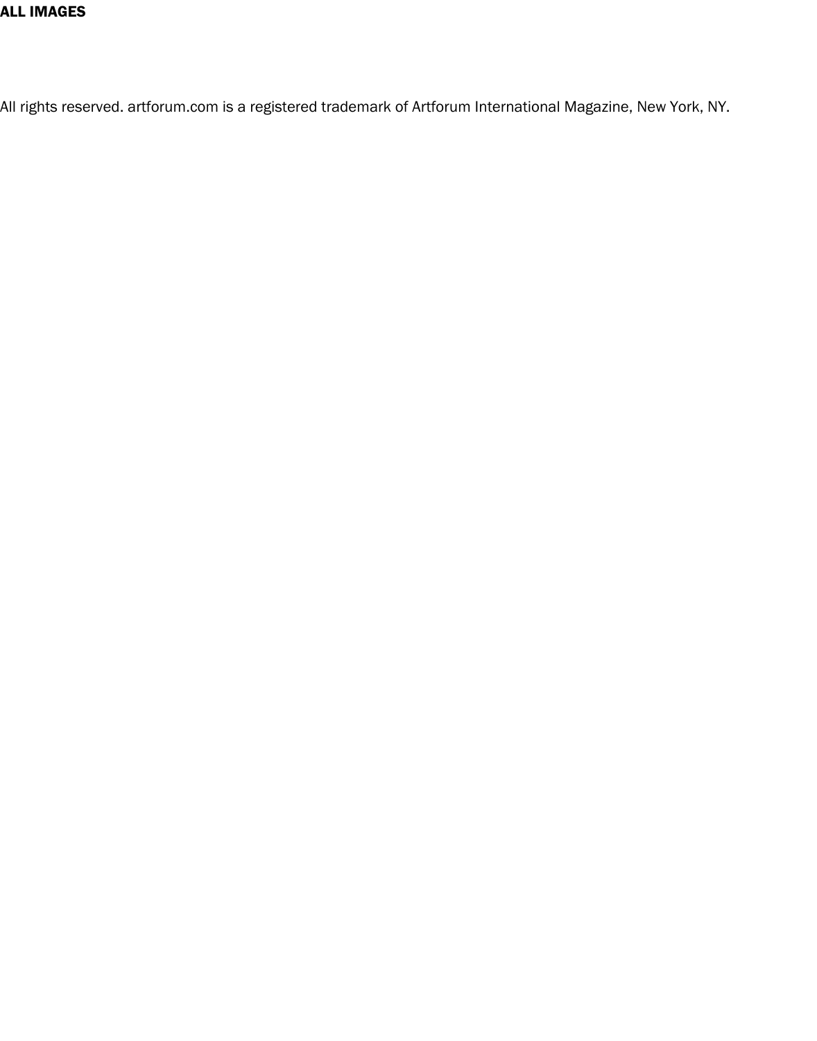**ALL IMAGES**

All rights reserved. artforum.com is a registered trademark of Artforum International Magazine, New York, NY.